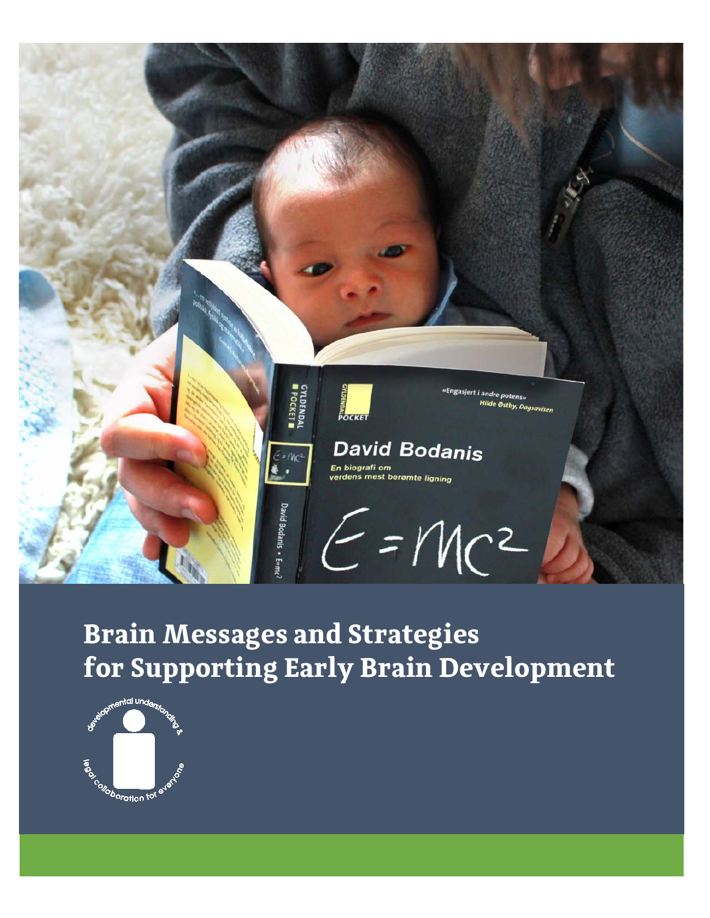# Brain Messages and Strategies for Supporting Early Brain Development

developmental understanding & legal collaboration for everyone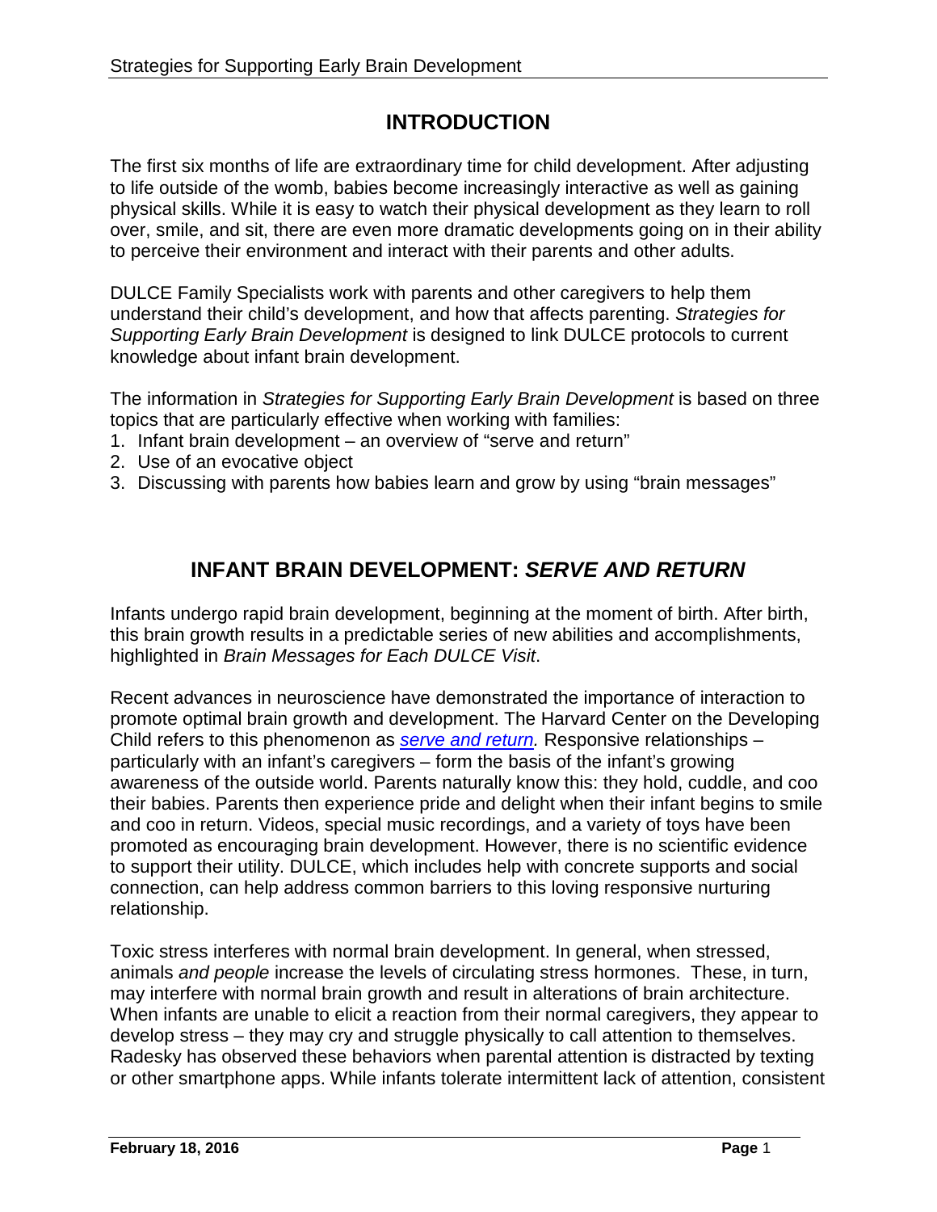## INTRODUCTION

The first six months of life are extraordinary time for child development. After adjusting to life outside of the womb, babies become increasingly interactive as well as gaining physical skills. While it is easy to watch their physical development as they learn to roll over, smile, and sit, there are even more dramatic developments going on in their ability to perceive their environment and interact with their parents and other adults.

DULCE Family Specialists work with parents and other caregivers to help them understand their child's development, and how that affects parenting. *Strategies for Supporting Early Brain Development* is designed to link DULCE protocols to current knowledge about infant brain development.

The information in *Strategies for Supporting Early Brain Development* is based on three topics that are particularly effective when working with families:

1. Infant brain development – an overview of "serve and return"
2. Use of an evocative object
3. Discussing with parents how babies learn and grow by using "brain messages"

## INFANT BRAIN DEVELOPMENT: *SERVE AND RETURN*

Infants undergo rapid brain development, beginning at the moment of birth. After birth, this brain growth results in a predictable series of new abilities and accomplishments, highlighted in *Brain Messages for Each DULCE Visit*.

Recent advances in neuroscience have demonstrated the importance of interaction to promote optimal brain growth and development. The Harvard Center on the Developing Child refers to this phenomenon as *serve and return.* Responsive relationships – particularly with an infant's caregivers – form the basis of the infant's growing awareness of the outside world. Parents naturally know this: they hold, cuddle, and coo their babies. Parents then experience pride and delight when their infant begins to smile and coo in return. Videos, special music recordings, and a variety of toys have been promoted as encouraging brain development. However, there is no scientific evidence to support their utility. DULCE, which includes help with concrete supports and social connection, can help address common barriers to this loving responsive nurturing relationship.

Toxic stress interferes with normal brain development. In general, when stressed, animals *and people* increase the levels of circulating stress hormones. These, in turn, may interfere with normal brain growth and result in alterations of brain architecture. When infants are unable to elicit a reaction from their normal caregivers, they appear to develop stress – they may cry and struggle physically to call attention to themselves. Radesky has observed these behaviors when parental attention is distracted by texting or other smartphone apps. While infants tolerate intermittent lack of attention, consistent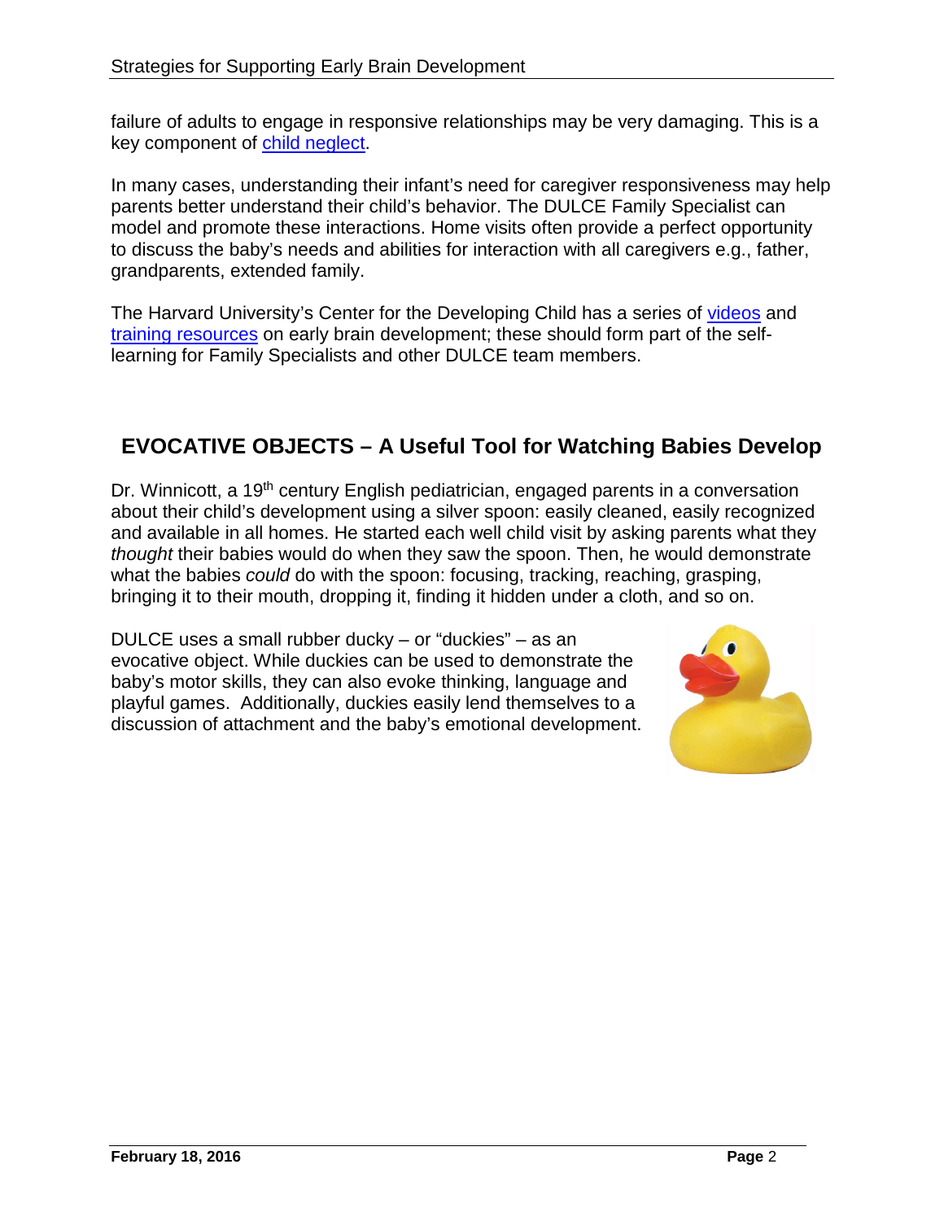failure of adults to engage in responsive relationships may be very damaging. This is a key component of child neglect.

In many cases, understanding their infant's need for caregiver responsiveness may help parents better understand their child's behavior. The DULCE Family Specialist can model and promote these interactions. Home visits often provide a perfect opportunity to discuss the baby's needs and abilities for interaction with all caregivers e.g., father, grandparents, extended family.

The Harvard University's Center for the Developing Child has a series of videos and training resources on early brain development; these should form part of the self-learning for Family Specialists and other DULCE team members.

## EVOCATIVE OBJECTS – A Useful Tool for Watching Babies Develop

Dr. Winnicott, a 19th century English pediatrician, engaged parents in a conversation about their child's development using a silver spoon: easily cleaned, easily recognized and available in all homes. He started each well child visit by asking parents what they *thought* their babies would do when they saw the spoon. Then, he would demonstrate what the babies *could* do with the spoon: focusing, tracking, reaching, grasping, bringing it to their mouth, dropping it, finding it hidden under a cloth, and so on.

DULCE uses a small rubber ducky – or "duckies" – as an evocative object. While duckies can be used to demonstrate the baby's motor skills, they can also evoke thinking, language and playful games. Additionally, duckies easily lend themselves to a discussion of attachment and the baby's emotional development.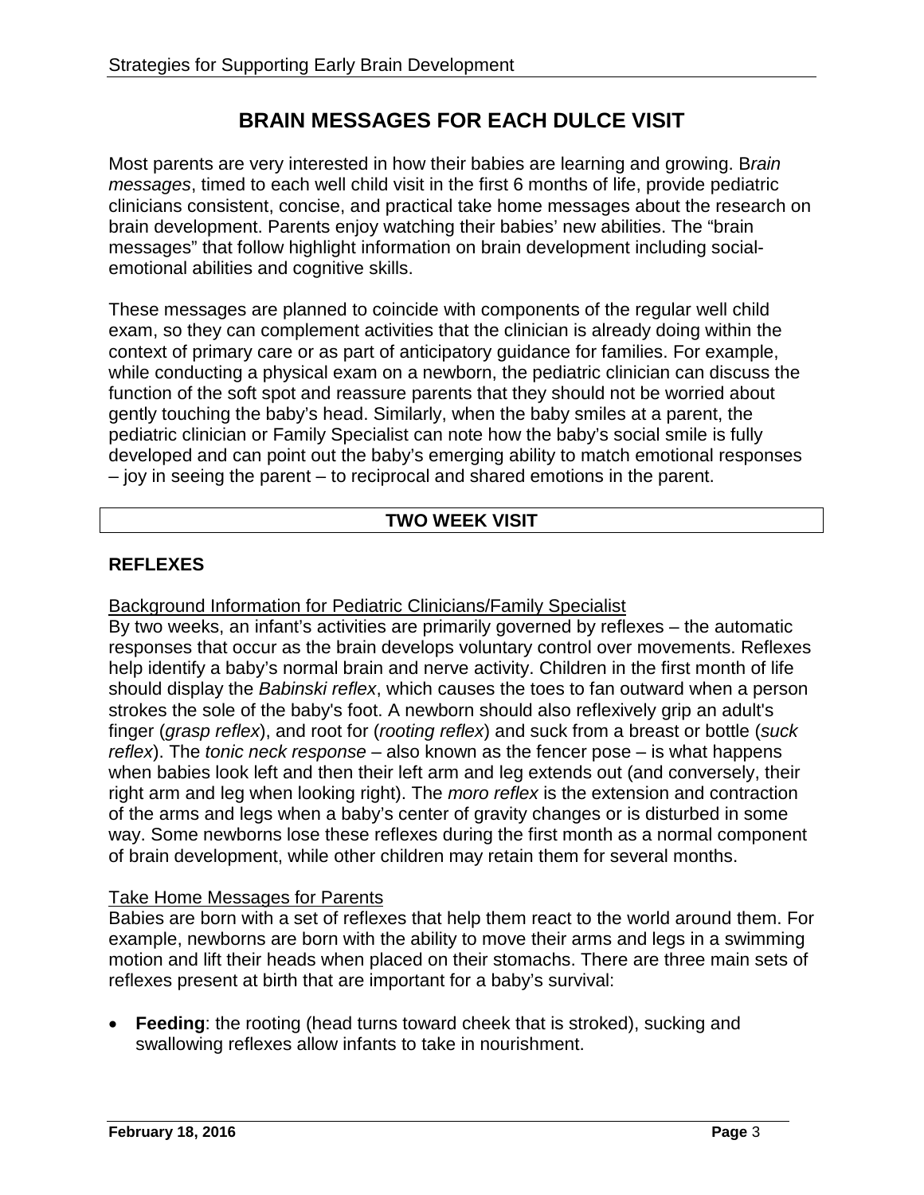# BRAIN MESSAGES FOR EACH DULCE VISIT

Most parents are very interested in how their babies are learning and growing. B*rain messages*, timed to each well child visit in the first 6 months of life, provide pediatric clinicians consistent, concise, and practical take home messages about the research on brain development. Parents enjoy watching their babies' new abilities. The "brain messages" that follow highlight information on brain development including social-emotional abilities and cognitive skills.

These messages are planned to coincide with components of the regular well child exam, so they can complement activities that the clinician is already doing within the context of primary care or as part of anticipatory guidance for families. For example, while conducting a physical exam on a newborn, the pediatric clinician can discuss the function of the soft spot and reassure parents that they should not be worried about gently touching the baby's head. Similarly, when the baby smiles at a parent, the pediatric clinician or Family Specialist can note how the baby's social smile is fully developed and can point out the baby's emerging ability to match emotional responses – joy in seeing the parent – to reciprocal and shared emotions in the parent.

## TWO WEEK VISIT

### REFLEXES

Background Information for Pediatric Clinicians/Family Specialist

By two weeks, an infant's activities are primarily governed by reflexes – the automatic responses that occur as the brain develops voluntary control over movements. Reflexes help identify a baby's normal brain and nerve activity. Children in the first month of life should display the *Babinski reflex*, which causes the toes to fan outward when a person strokes the sole of the baby's foot. A newborn should also reflexively grip an adult's finger (*grasp reflex*), and root for (*rooting reflex*) and suck from a breast or bottle (*suck reflex*). The *tonic neck response* – also known as the fencer pose – is what happens when babies look left and then their left arm and leg extends out (and conversely, their right arm and leg when looking right). The *moro reflex* is the extension and contraction of the arms and legs when a baby's center of gravity changes or is disturbed in some way. Some newborns lose these reflexes during the first month as a normal component of brain development, while other children may retain them for several months.

Take Home Messages for Parents

Babies are born with a set of reflexes that help them react to the world around them. For example, newborns are born with the ability to move their arms and legs in a swimming motion and lift their heads when placed on their stomachs. There are three main sets of reflexes present at birth that are important for a baby's survival:

- **Feeding**: the rooting (head turns toward cheek that is stroked), sucking and swallowing reflexes allow infants to take in nourishment.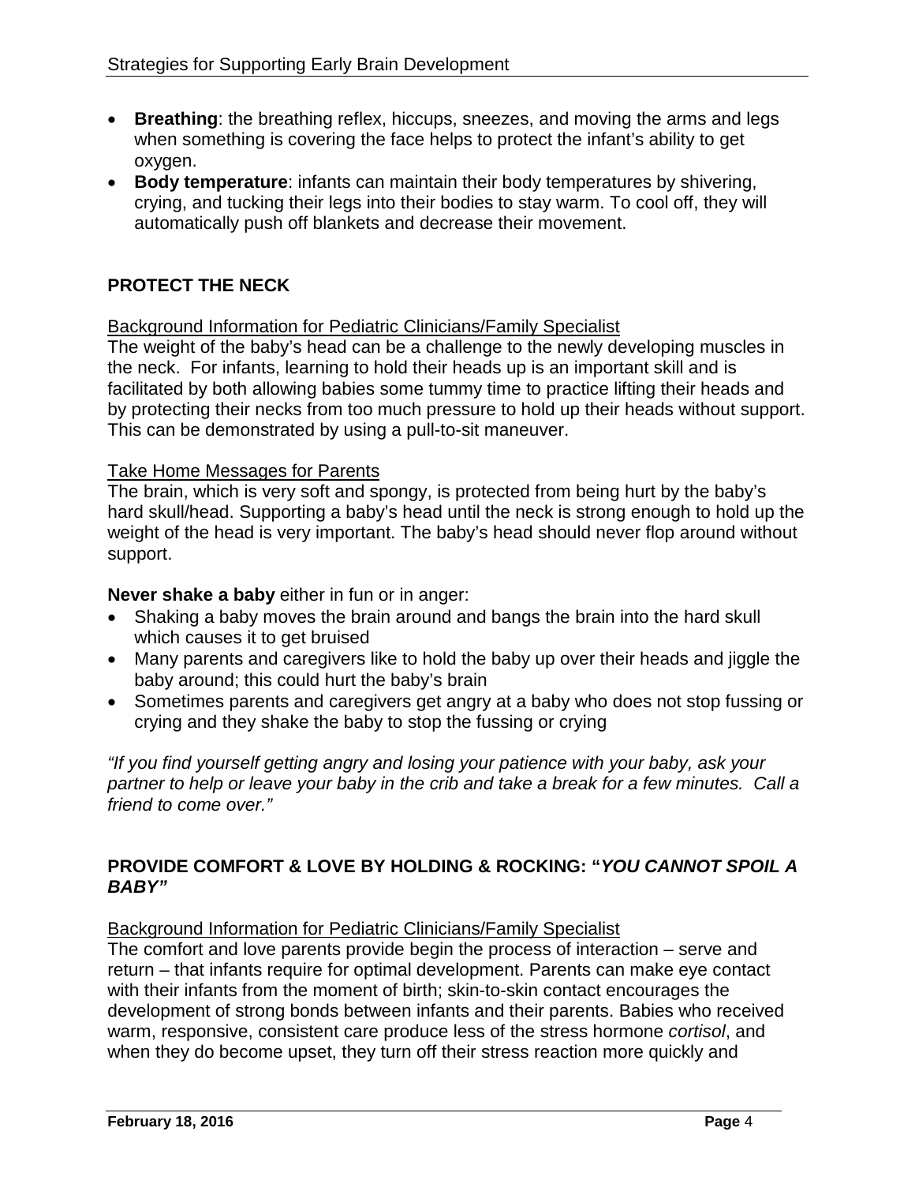- **Breathing**: the breathing reflex, hiccups, sneezes, and moving the arms and legs when something is covering the face helps to protect the infant's ability to get oxygen.
- **Body temperature**: infants can maintain their body temperatures by shivering, crying, and tucking their legs into their bodies to stay warm. To cool off, they will automatically push off blankets and decrease their movement.

## PROTECT THE NECK

<u>Background Information for Pediatric Clinicians/Family Specialist</u>

The weight of the baby's head can be a challenge to the newly developing muscles in the neck. For infants, learning to hold their heads up is an important skill and is facilitated by both allowing babies some tummy time to practice lifting their heads and by protecting their necks from too much pressure to hold up their heads without support. This can be demonstrated by using a pull-to-sit maneuver.

<u>Take Home Messages for Parents</u>

The brain, which is very soft and spongy, is protected from being hurt by the baby's hard skull/head. Supporting a baby's head until the neck is strong enough to hold up the weight of the head is very important. The baby's head should never flop around without support.

**Never shake a baby** either in fun or in anger:

- Shaking a baby moves the brain around and bangs the brain into the hard skull which causes it to get bruised
- Many parents and caregivers like to hold the baby up over their heads and jiggle the baby around; this could hurt the baby's brain
- Sometimes parents and caregivers get angry at a baby who does not stop fussing or crying and they shake the baby to stop the fussing or crying

*"If you find yourself getting angry and losing your patience with your baby, ask your partner to help or leave your baby in the crib and take a break for a few minutes. Call a friend to come over."*

## PROVIDE COMFORT & LOVE BY HOLDING & ROCKING: "*YOU CANNOT SPOIL A BABY"*

<u>Background Information for Pediatric Clinicians/Family Specialist</u>

The comfort and love parents provide begin the process of interaction – serve and return – that infants require for optimal development. Parents can make eye contact with their infants from the moment of birth; skin-to-skin contact encourages the development of strong bonds between infants and their parents. Babies who received warm, responsive, consistent care produce less of the stress hormone *cortisol*, and when they do become upset, they turn off their stress reaction more quickly and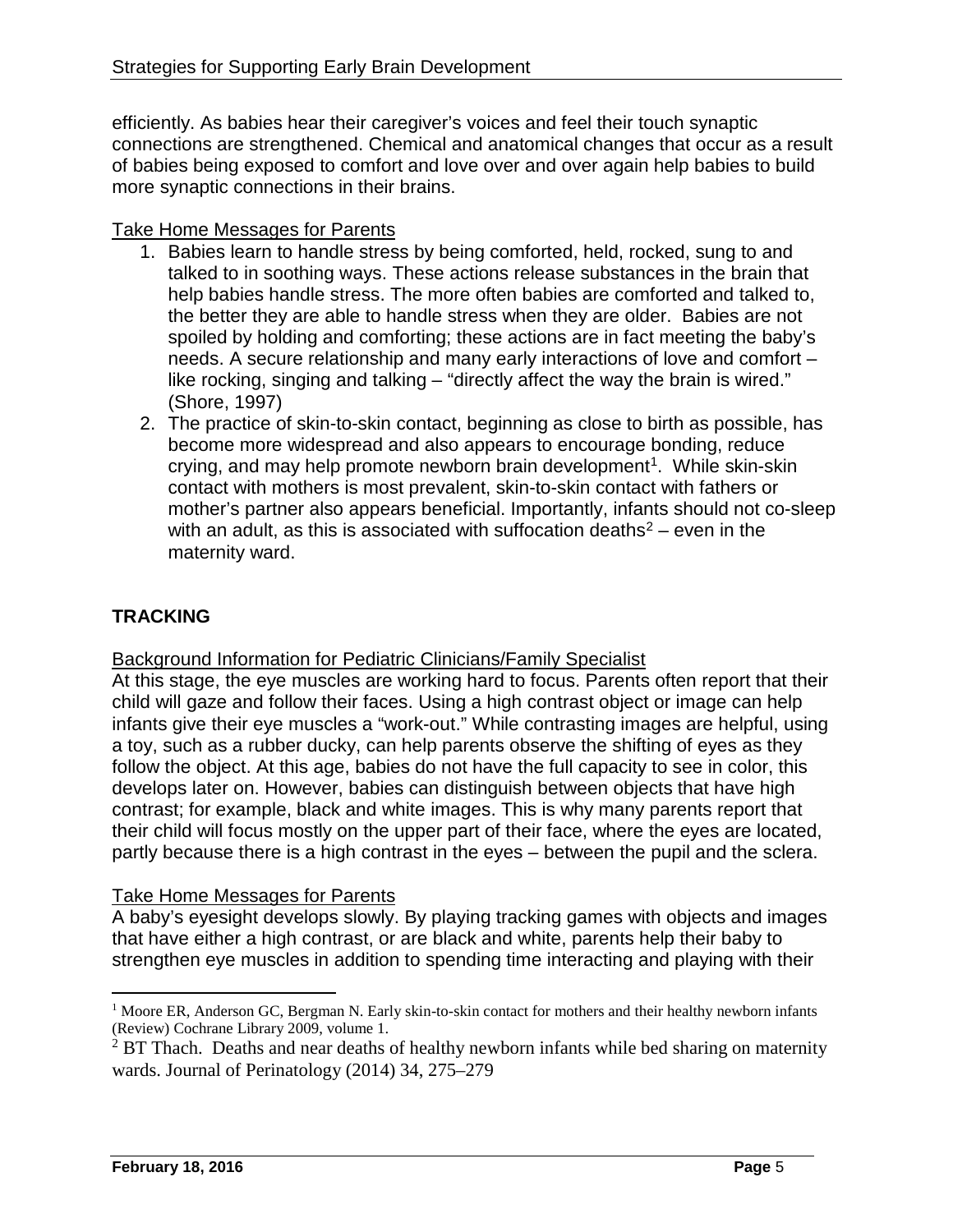efficiently. As babies hear their caregiver's voices and feel their touch synaptic connections are strengthened. Chemical and anatomical changes that occur as a result of babies being exposed to comfort and love over and over again help babies to build more synaptic connections in their brains.

Take Home Messages for Parents

1. Babies learn to handle stress by being comforted, held, rocked, sung to and talked to in soothing ways. These actions release substances in the brain that help babies handle stress. The more often babies are comforted and talked to, the better they are able to handle stress when they are older. Babies are not spoiled by holding and comforting; these actions are in fact meeting the baby's needs. A secure relationship and many early interactions of love and comfort – like rocking, singing and talking – "directly affect the way the brain is wired." (Shore, 1997)
2. The practice of skin-to-skin contact, beginning as close to birth as possible, has become more widespread and also appears to encourage bonding, reduce crying, and may help promote newborn brain development[1]. While skin-skin contact with mothers is most prevalent, skin-to-skin contact with fathers or mother's partner also appears beneficial. Importantly, infants should not co-sleep with an adult, as this is associated with suffocation deaths[2] – even in the maternity ward.

## TRACKING

Background Information for Pediatric Clinicians/Family Specialist

At this stage, the eye muscles are working hard to focus. Parents often report that their child will gaze and follow their faces. Using a high contrast object or image can help infants give their eye muscles a "work-out." While contrasting images are helpful, using a toy, such as a rubber ducky, can help parents observe the shifting of eyes as they follow the object. At this age, babies do not have the full capacity to see in color, this develops later on. However, babies can distinguish between objects that have high contrast; for example, black and white images. This is why many parents report that their child will focus mostly on the upper part of their face, where the eyes are located, partly because there is a high contrast in the eyes – between the pupil and the sclera.

Take Home Messages for Parents

A baby's eyesight develops slowly. By playing tracking games with objects and images that have either a high contrast, or are black and white, parents help their baby to strengthen eye muscles in addition to spending time interacting and playing with their

---

[1] Moore ER, Anderson GC, Bergman N. Early skin-to-skin contact for mothers and their healthy newborn infants (Review) Cochrane Library 2009, volume 1.

[2] BT Thach. Deaths and near deaths of healthy newborn infants while bed sharing on maternity wards. Journal of Perinatology (2014) 34, 275–279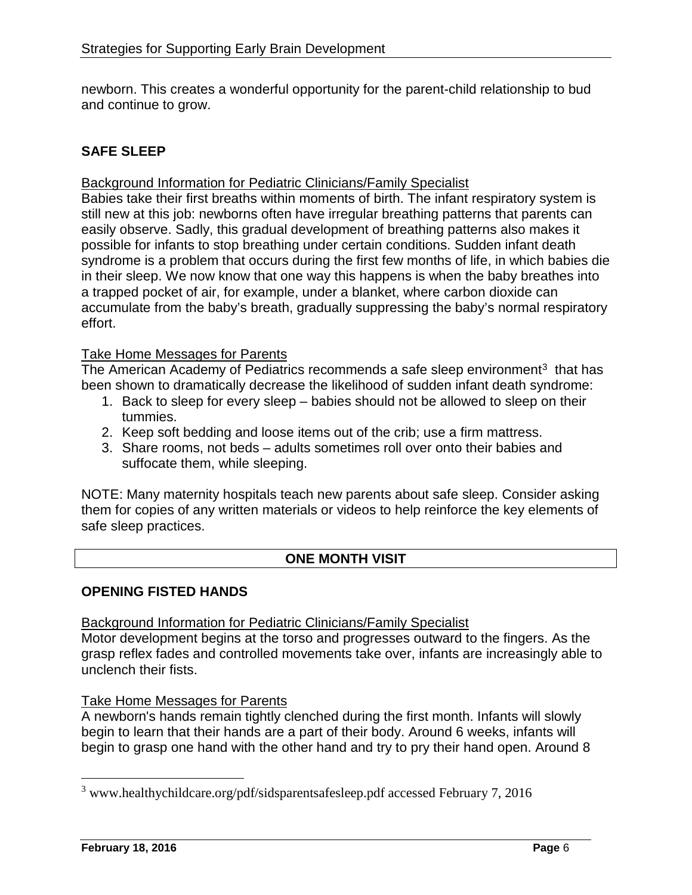newborn. This creates a wonderful opportunity for the parent-child relationship to bud and continue to grow.

## SAFE SLEEP

Background Information for Pediatric Clinicians/Family Specialist

Babies take their first breaths within moments of birth. The infant respiratory system is still new at this job: newborns often have irregular breathing patterns that parents can easily observe. Sadly, this gradual development of breathing patterns also makes it possible for infants to stop breathing under certain conditions. Sudden infant death syndrome is a problem that occurs during the first few months of life, in which babies die in their sleep. We now know that one way this happens is when the baby breathes into a trapped pocket of air, for example, under a blanket, where carbon dioxide can accumulate from the baby's breath, gradually suppressing the baby's normal respiratory effort.

Take Home Messages for Parents

The American Academy of Pediatrics recommends a safe sleep environment[3] that has been shown to dramatically decrease the likelihood of sudden infant death syndrome:

1. Back to sleep for every sleep – babies should not be allowed to sleep on their tummies.
2. Keep soft bedding and loose items out of the crib; use a firm mattress.
3. Share rooms, not beds – adults sometimes roll over onto their babies and suffocate them, while sleeping.

NOTE: Many maternity hospitals teach new parents about safe sleep. Consider asking them for copies of any written materials or videos to help reinforce the key elements of safe sleep practices.

# ONE MONTH VISIT

## OPENING FISTED HANDS

Background Information for Pediatric Clinicians/Family Specialist

Motor development begins at the torso and progresses outward to the fingers. As the grasp reflex fades and controlled movements take over, infants are increasingly able to unclench their fists.

Take Home Messages for Parents

A newborn's hands remain tightly clenched during the first month. Infants will slowly begin to learn that their hands are a part of their body. Around 6 weeks, infants will begin to grasp one hand with the other hand and try to pry their hand open. Around 8

[3] www.healthychildcare.org/pdf/sidsparentsafesleep.pdf accessed February 7, 2016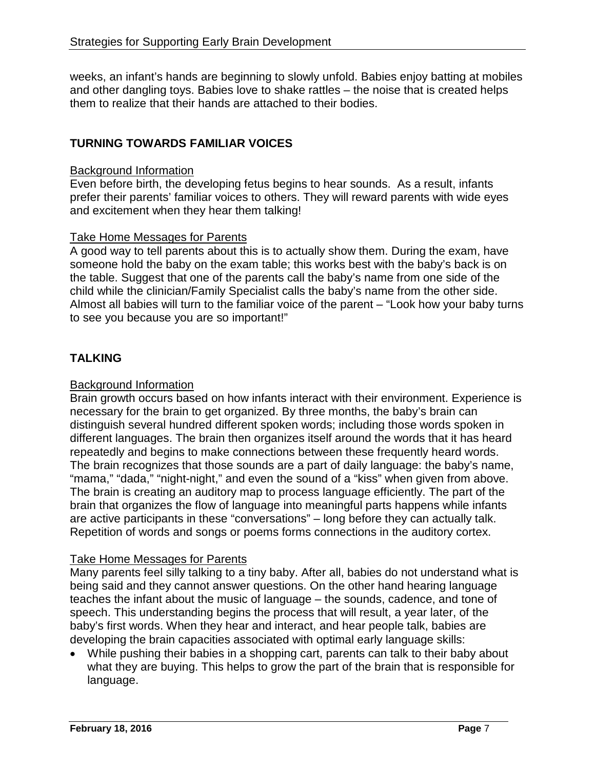weeks, an infant's hands are beginning to slowly unfold. Babies enjoy batting at mobiles and other dangling toys. Babies love to shake rattles – the noise that is created helps them to realize that their hands are attached to their bodies.

## TURNING TOWARDS FAMILIAR VOICES

Background Information

Even before birth, the developing fetus begins to hear sounds. As a result, infants prefer their parents' familiar voices to others. They will reward parents with wide eyes and excitement when they hear them talking!

Take Home Messages for Parents

A good way to tell parents about this is to actually show them. During the exam, have someone hold the baby on the exam table; this works best with the baby's back is on the table. Suggest that one of the parents call the baby's name from one side of the child while the clinician/Family Specialist calls the baby's name from the other side. Almost all babies will turn to the familiar voice of the parent – "Look how your baby turns to see you because you are so important!"

## TALKING

Background Information

Brain growth occurs based on how infants interact with their environment. Experience is necessary for the brain to get organized. By three months, the baby's brain can distinguish several hundred different spoken words; including those words spoken in different languages. The brain then organizes itself around the words that it has heard repeatedly and begins to make connections between these frequently heard words. The brain recognizes that those sounds are a part of daily language: the baby's name, "mama," "dada," "night-night," and even the sound of a "kiss" when given from above. The brain is creating an auditory map to process language efficiently. The part of the brain that organizes the flow of language into meaningful parts happens while infants are active participants in these "conversations" – long before they can actually talk. Repetition of words and songs or poems forms connections in the auditory cortex.

Take Home Messages for Parents

Many parents feel silly talking to a tiny baby. After all, babies do not understand what is being said and they cannot answer questions. On the other hand hearing language teaches the infant about the music of language – the sounds, cadence, and tone of speech. This understanding begins the process that will result, a year later, of the baby's first words. When they hear and interact, and hear people talk, babies are developing the brain capacities associated with optimal early language skills:

- While pushing their babies in a shopping cart, parents can talk to their baby about what they are buying. This helps to grow the part of the brain that is responsible for language.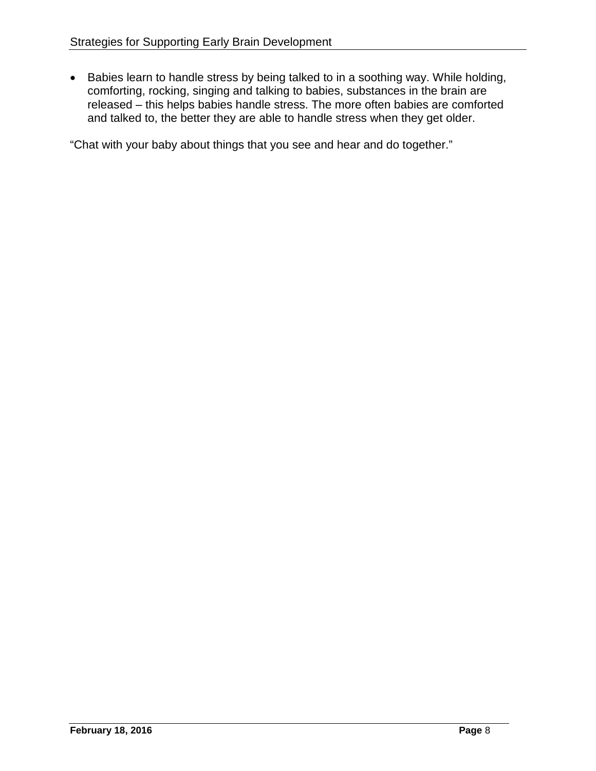- Babies learn to handle stress by being talked to in a soothing way. While holding, comforting, rocking, singing and talking to babies, substances in the brain are released – this helps babies handle stress. The more often babies are comforted and talked to, the better they are able to handle stress when they get older.

“Chat with your baby about things that you see and hear and do together.”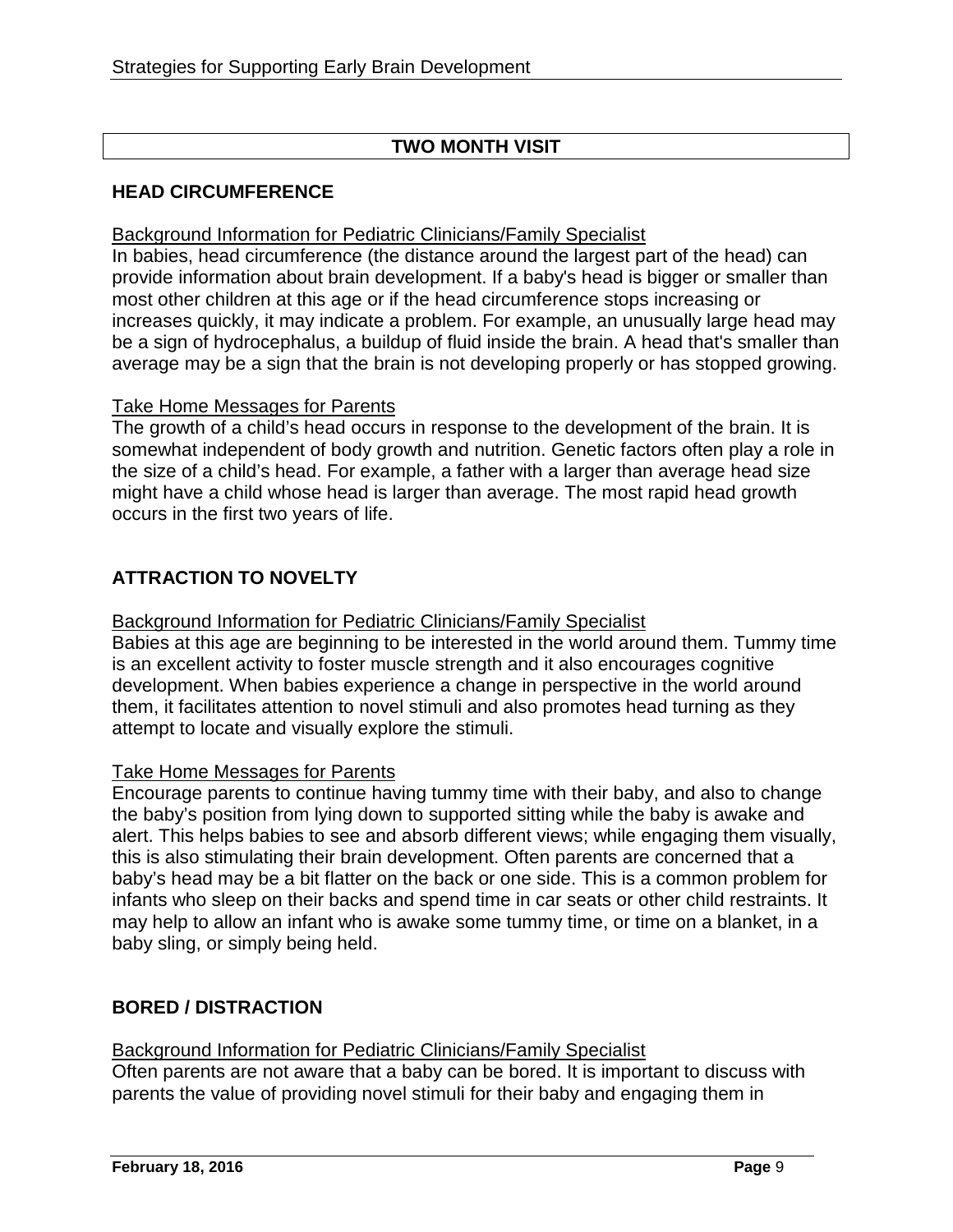## TWO MONTH VISIT

### HEAD CIRCUMFERENCE

Background Information for Pediatric Clinicians/Family Specialist
In babies, head circumference (the distance around the largest part of the head) can provide information about brain development. If a baby's head is bigger or smaller than most other children at this age or if the head circumference stops increasing or increases quickly, it may indicate a problem. For example, an unusually large head may be a sign of hydrocephalus, a buildup of fluid inside the brain. A head that's smaller than average may be a sign that the brain is not developing properly or has stopped growing.

Take Home Messages for Parents
The growth of a child's head occurs in response to the development of the brain. It is somewhat independent of body growth and nutrition. Genetic factors often play a role in the size of a child's head. For example, a father with a larger than average head size might have a child whose head is larger than average. The most rapid head growth occurs in the first two years of life.

### ATTRACTION TO NOVELTY

Background Information for Pediatric Clinicians/Family Specialist
Babies at this age are beginning to be interested in the world around them. Tummy time is an excellent activity to foster muscle strength and it also encourages cognitive development. When babies experience a change in perspective in the world around them, it facilitates attention to novel stimuli and also promotes head turning as they attempt to locate and visually explore the stimuli.

Take Home Messages for Parents
Encourage parents to continue having tummy time with their baby, and also to change the baby's position from lying down to supported sitting while the baby is awake and alert. This helps babies to see and absorb different views; while engaging them visually, this is also stimulating their brain development. Often parents are concerned that a baby's head may be a bit flatter on the back or one side. This is a common problem for infants who sleep on their backs and spend time in car seats or other child restraints. It may help to allow an infant who is awake some tummy time, or time on a blanket, in a baby sling, or simply being held.

### BORED / DISTRACTION

Background Information for Pediatric Clinicians/Family Specialist
Often parents are not aware that a baby can be bored. It is important to discuss with parents the value of providing novel stimuli for their baby and engaging them in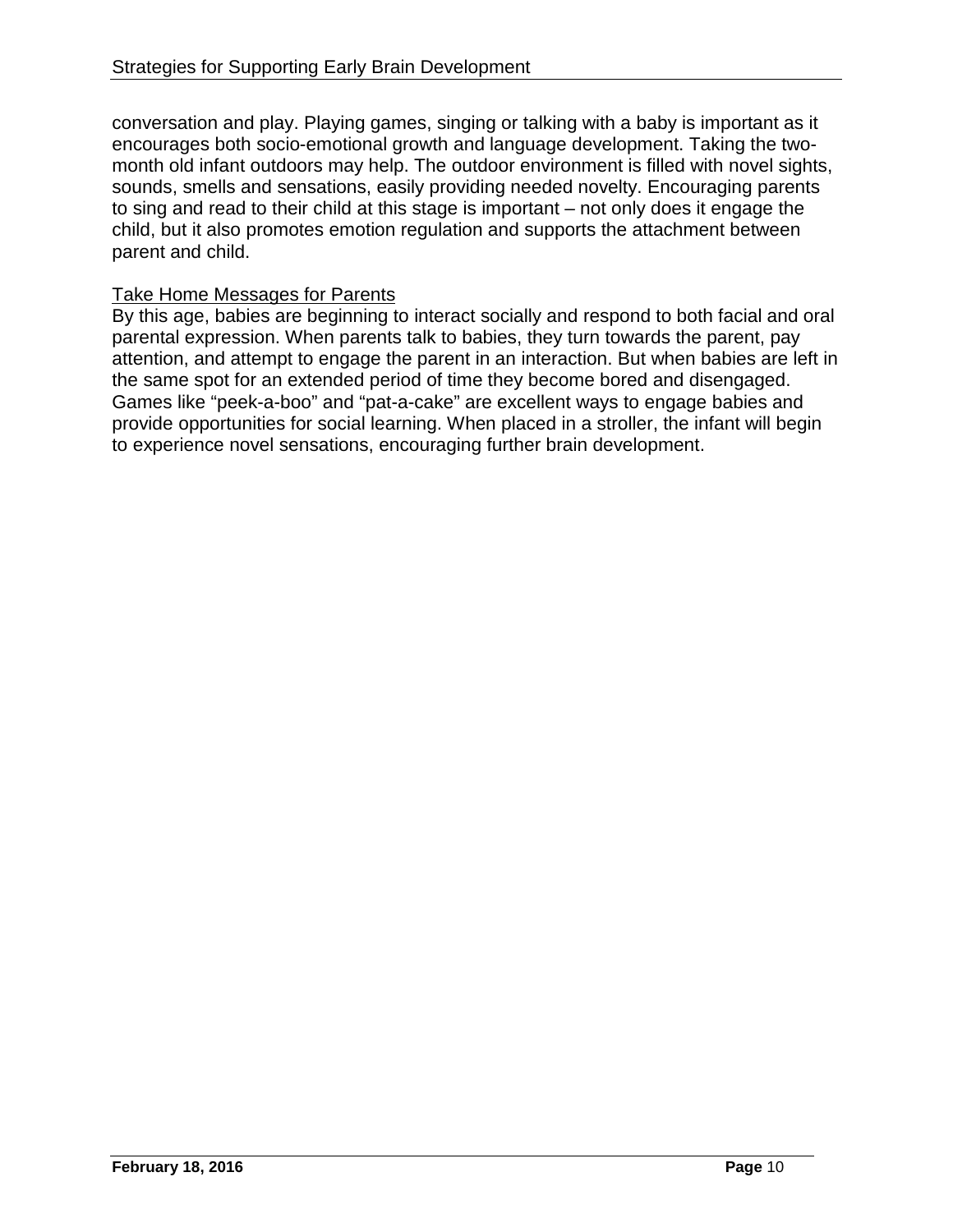conversation and play. Playing games, singing or talking with a baby is important as it encourages both socio-emotional growth and language development. Taking the two-month old infant outdoors may help. The outdoor environment is filled with novel sights, sounds, smells and sensations, easily providing needed novelty. Encouraging parents to sing and read to their child at this stage is important – not only does it engage the child, but it also promotes emotion regulation and supports the attachment between parent and child.

<u>Take Home Messages for Parents</u>

By this age, babies are beginning to interact socially and respond to both facial and oral parental expression. When parents talk to babies, they turn towards the parent, pay attention, and attempt to engage the parent in an interaction. But when babies are left in the same spot for an extended period of time they become bored and disengaged. Games like “peek-a-boo” and “pat-a-cake” are excellent ways to engage babies and provide opportunities for social learning. When placed in a stroller, the infant will begin to experience novel sensations, encouraging further brain development.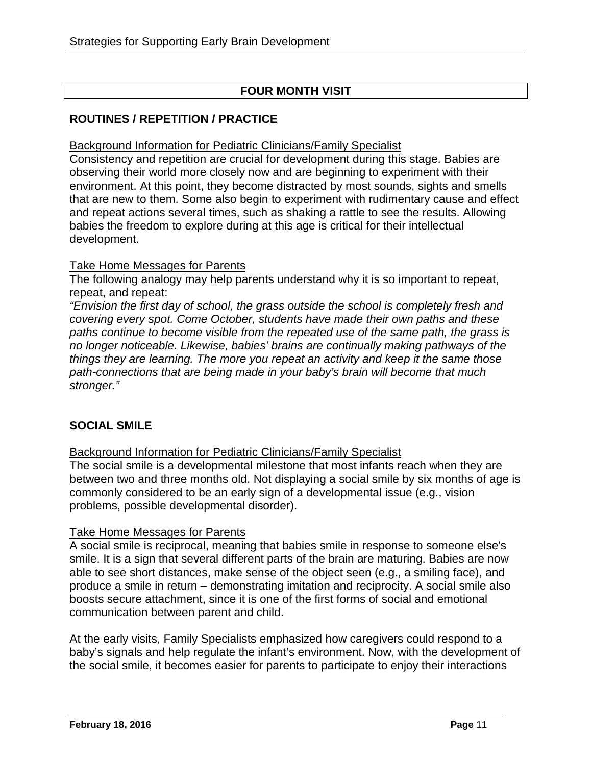## FOUR MONTH VISIT

### ROUTINES / REPETITION / PRACTICE

Background Information for Pediatric Clinicians/Family Specialist

Consistency and repetition are crucial for development during this stage. Babies are observing their world more closely now and are beginning to experiment with their environment. At this point, they become distracted by most sounds, sights and smells that are new to them. Some also begin to experiment with rudimentary cause and effect and repeat actions several times, such as shaking a rattle to see the results. Allowing babies the freedom to explore during at this age is critical for their intellectual development.

Take Home Messages for Parents

The following analogy may help parents understand why it is so important to repeat, repeat, and repeat:

*"Envision the first day of school, the grass outside the school is completely fresh and covering every spot. Come October, students have made their own paths and these paths continue to become visible from the repeated use of the same path, the grass is no longer noticeable. Likewise, babies' brains are continually making pathways of the things they are learning. The more you repeat an activity and keep it the same those path-connections that are being made in your baby's brain will become that much stronger."*

### SOCIAL SMILE

Background Information for Pediatric Clinicians/Family Specialist

The social smile is a developmental milestone that most infants reach when they are between two and three months old. Not displaying a social smile by six months of age is commonly considered to be an early sign of a developmental issue (e.g., vision problems, possible developmental disorder).

Take Home Messages for Parents

A social smile is reciprocal, meaning that babies smile in response to someone else's smile. It is a sign that several different parts of the brain are maturing. Babies are now able to see short distances, make sense of the object seen (e.g., a smiling face), and produce a smile in return – demonstrating imitation and reciprocity. A social smile also boosts secure attachment, since it is one of the first forms of social and emotional communication between parent and child.

At the early visits, Family Specialists emphasized how caregivers could respond to a baby's signals and help regulate the infant's environment. Now, with the development of the social smile, it becomes easier for parents to participate to enjoy their interactions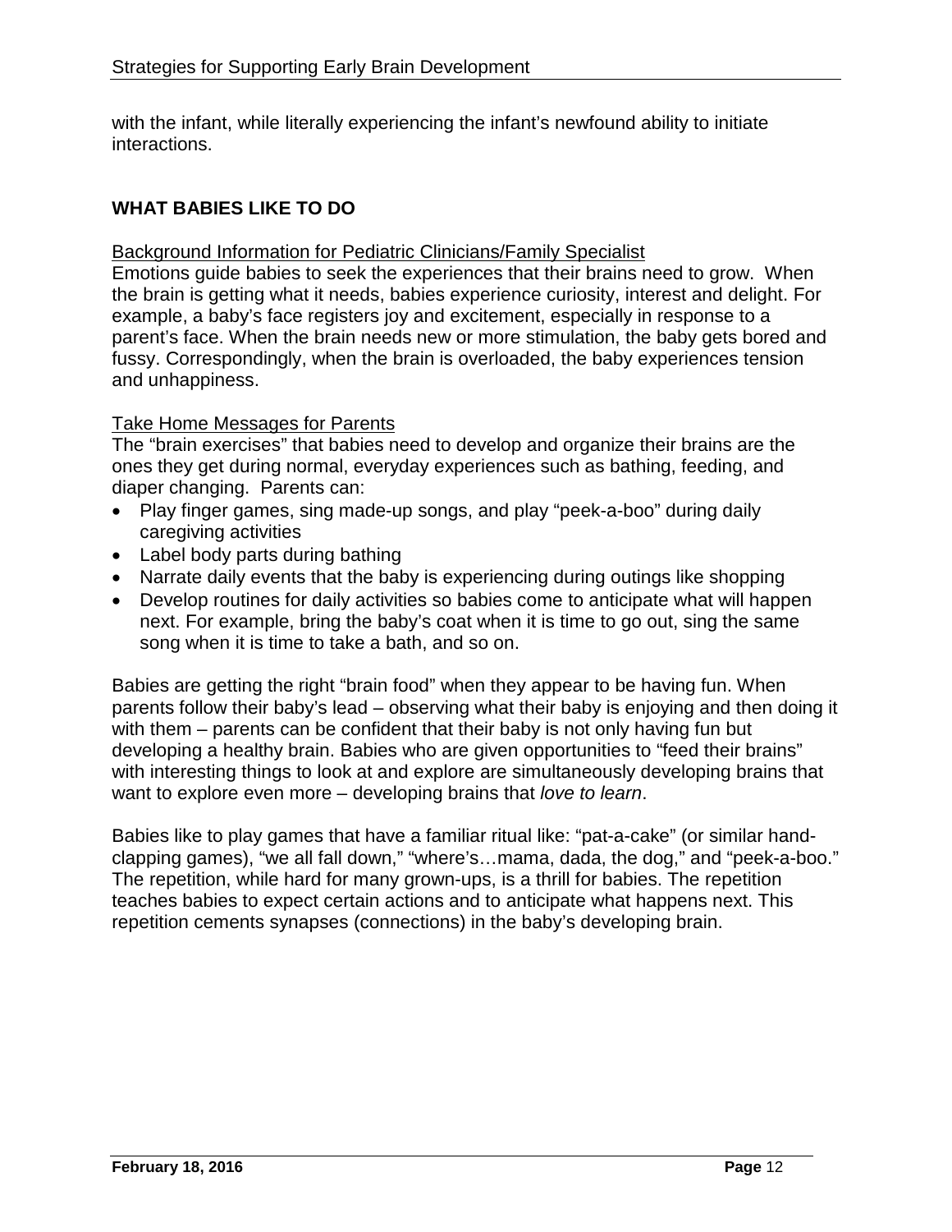with the infant, while literally experiencing the infant's newfound ability to initiate interactions.

## WHAT BABIES LIKE TO DO

<u>Background Information for Pediatric Clinicians/Family Specialist</u>

Emotions guide babies to seek the experiences that their brains need to grow. When the brain is getting what it needs, babies experience curiosity, interest and delight. For example, a baby's face registers joy and excitement, especially in response to a parent's face. When the brain needs new or more stimulation, the baby gets bored and fussy. Correspondingly, when the brain is overloaded, the baby experiences tension and unhappiness.

<u>Take Home Messages for Parents</u>

The "brain exercises" that babies need to develop and organize their brains are the ones they get during normal, everyday experiences such as bathing, feeding, and diaper changing. Parents can:

- Play finger games, sing made-up songs, and play "peek-a-boo" during daily caregiving activities
- Label body parts during bathing
- Narrate daily events that the baby is experiencing during outings like shopping
- Develop routines for daily activities so babies come to anticipate what will happen next. For example, bring the baby's coat when it is time to go out, sing the same song when it is time to take a bath, and so on.

Babies are getting the right "brain food" when they appear to be having fun. When parents follow their baby's lead – observing what their baby is enjoying and then doing it with them – parents can be confident that their baby is not only having fun but developing a healthy brain. Babies who are given opportunities to "feed their brains" with interesting things to look at and explore are simultaneously developing brains that want to explore even more – developing brains that *love to learn*.

Babies like to play games that have a familiar ritual like: "pat-a-cake" (or similar hand-clapping games), "we all fall down," "where's…mama, dada, the dog," and "peek-a-boo." The repetition, while hard for many grown-ups, is a thrill for babies. The repetition teaches babies to expect certain actions and to anticipate what happens next. This repetition cements synapses (connections) in the baby's developing brain.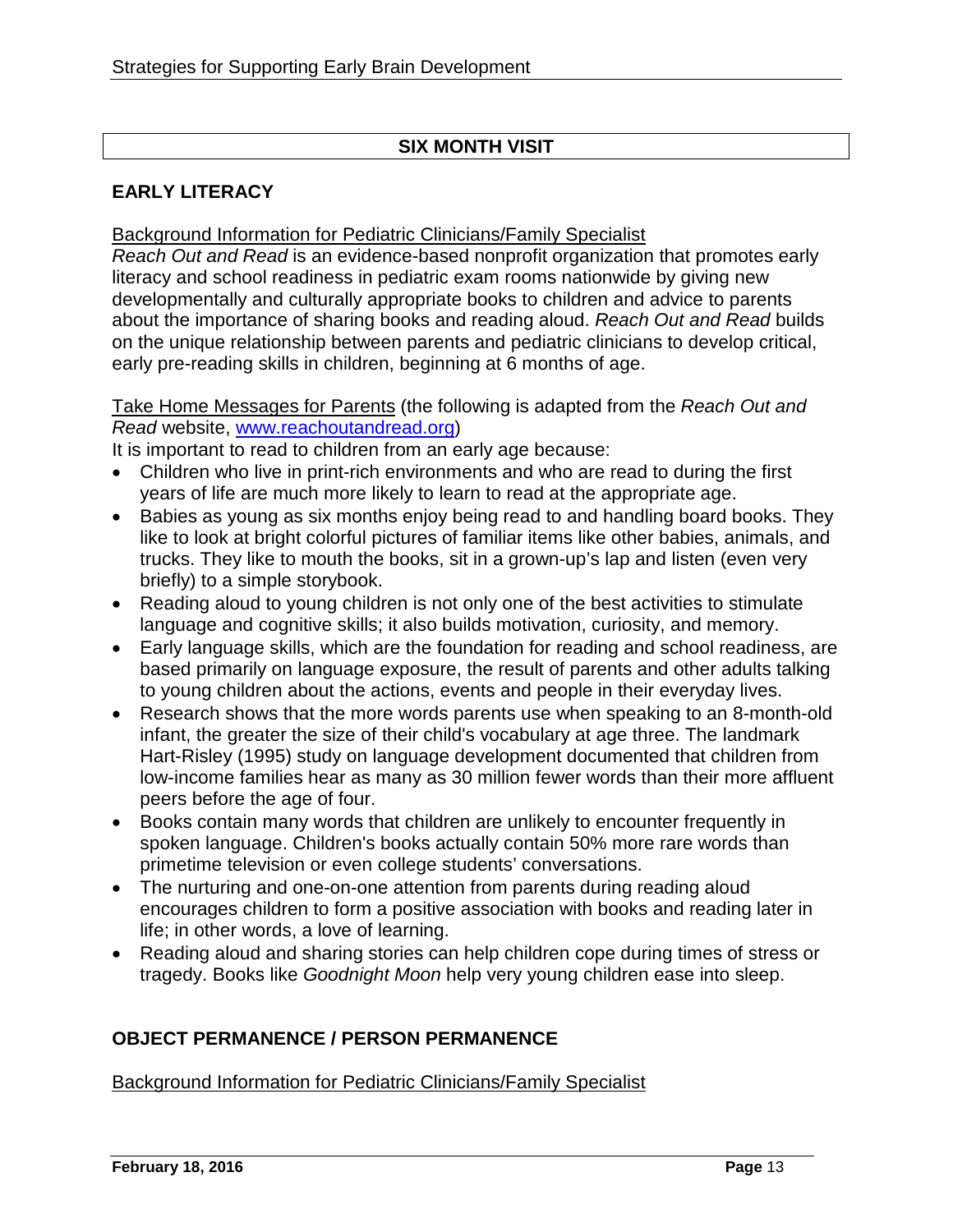## SIX MONTH VISIT

### EARLY LITERACY

Background Information for Pediatric Clinicians/Family Specialist

*Reach Out and Read* is an evidence-based nonprofit organization that promotes early literacy and school readiness in pediatric exam rooms nationwide by giving new developmentally and culturally appropriate books to children and advice to parents about the importance of sharing books and reading aloud. *Reach Out and Read* builds on the unique relationship between parents and pediatric clinicians to develop critical, early pre-reading skills in children, beginning at 6 months of age.

Take Home Messages for Parents (the following is adapted from the *Reach Out and Read* website, [www.reachoutandread.org](www.reachoutandread.org))

It is important to read to children from an early age because:

- Children who live in print-rich environments and who are read to during the first years of life are much more likely to learn to read at the appropriate age.
- Babies as young as six months enjoy being read to and handling board books. They like to look at bright colorful pictures of familiar items like other babies, animals, and trucks. They like to mouth the books, sit in a grown-up's lap and listen (even very briefly) to a simple storybook.
- Reading aloud to young children is not only one of the best activities to stimulate language and cognitive skills; it also builds motivation, curiosity, and memory.
- Early language skills, which are the foundation for reading and school readiness, are based primarily on language exposure, the result of parents and other adults talking to young children about the actions, events and people in their everyday lives.
- Research shows that the more words parents use when speaking to an 8-month-old infant, the greater the size of their child's vocabulary at age three. The landmark Hart-Risley (1995) study on language development documented that children from low-income families hear as many as 30 million fewer words than their more affluent peers before the age of four.
- Books contain many words that children are unlikely to encounter frequently in spoken language. Children's books actually contain 50% more rare words than primetime television or even college students' conversations.
- The nurturing and one-on-one attention from parents during reading aloud encourages children to form a positive association with books and reading later in life; in other words, a love of learning.
- Reading aloud and sharing stories can help children cope during times of stress or tragedy. Books like *Goodnight Moon* help very young children ease into sleep.

### OBJECT PERMANENCE / PERSON PERMANENCE

Background Information for Pediatric Clinicians/Family Specialist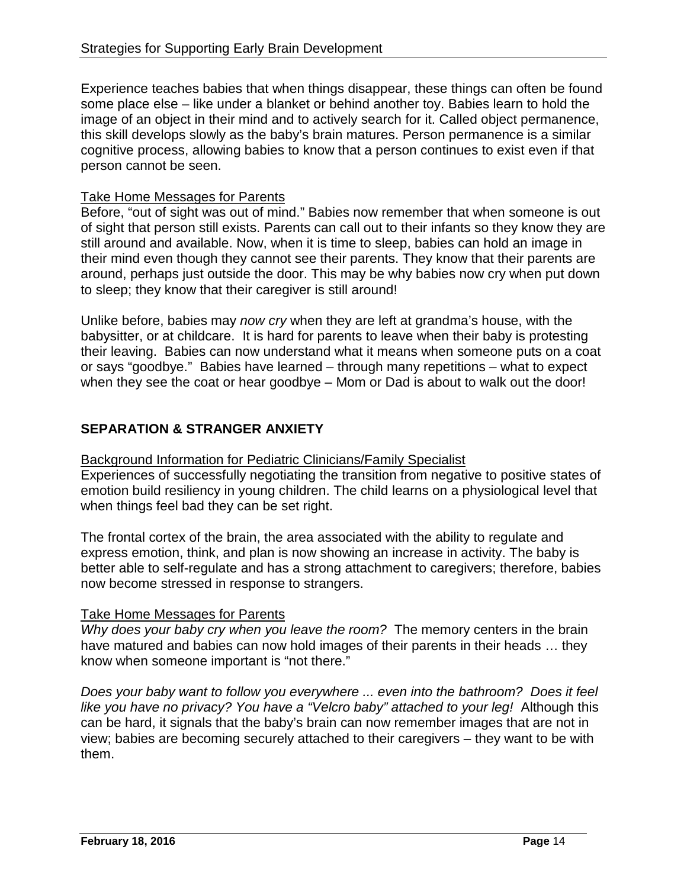Experience teaches babies that when things disappear, these things can often be found some place else – like under a blanket or behind another toy. Babies learn to hold the image of an object in their mind and to actively search for it. Called object permanence, this skill develops slowly as the baby's brain matures. Person permanence is a similar cognitive process, allowing babies to know that a person continues to exist even if that person cannot be seen.

Take Home Messages for Parents

Before, "out of sight was out of mind." Babies now remember that when someone is out of sight that person still exists. Parents can call out to their infants so they know they are still around and available. Now, when it is time to sleep, babies can hold an image in their mind even though they cannot see their parents. They know that their parents are around, perhaps just outside the door. This may be why babies now cry when put down to sleep; they know that their caregiver is still around!

Unlike before, babies may *now cry* when they are left at grandma's house, with the babysitter, or at childcare. It is hard for parents to leave when their baby is protesting their leaving. Babies can now understand what it means when someone puts on a coat or says "goodbye." Babies have learned – through many repetitions – what to expect when they see the coat or hear goodbye – Mom or Dad is about to walk out the door!

## SEPARATION & STRANGER ANXIETY

Background Information for Pediatric Clinicians/Family Specialist

Experiences of successfully negotiating the transition from negative to positive states of emotion build resiliency in young children. The child learns on a physiological level that when things feel bad they can be set right.

The frontal cortex of the brain, the area associated with the ability to regulate and express emotion, think, and plan is now showing an increase in activity. The baby is better able to self-regulate and has a strong attachment to caregivers; therefore, babies now become stressed in response to strangers.

Take Home Messages for Parents

*Why does your baby cry when you leave the room?* The memory centers in the brain have matured and babies can now hold images of their parents in their heads … they know when someone important is "not there."

*Does your baby want to follow you everywhere ... even into the bathroom? Does it feel like you have no privacy? You have a "Velcro baby" attached to your leg!* Although this can be hard, it signals that the baby's brain can now remember images that are not in view; babies are becoming securely attached to their caregivers – they want to be with them.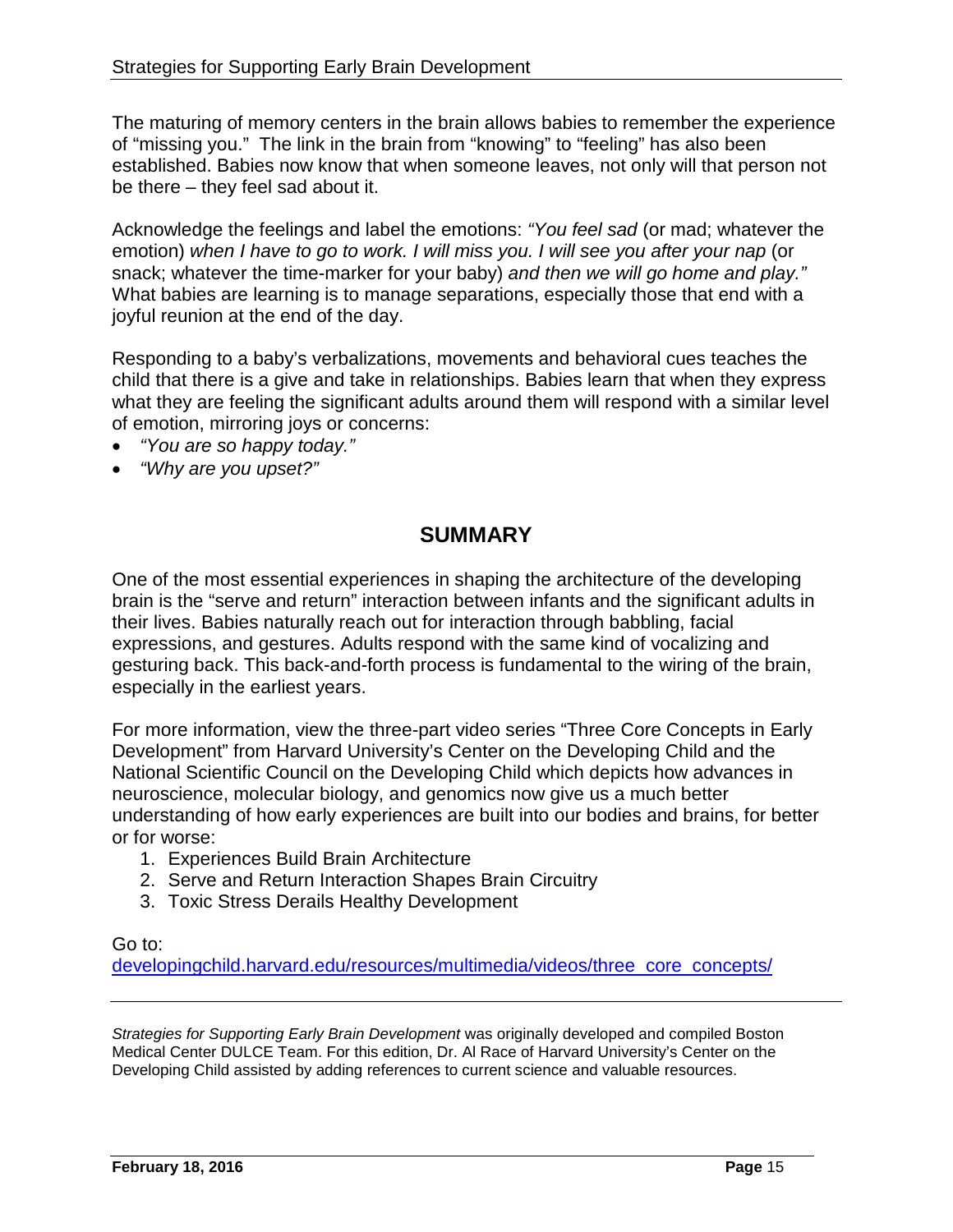The maturing of memory centers in the brain allows babies to remember the experience of "missing you." The link in the brain from "knowing" to "feeling" has also been established. Babies now know that when someone leaves, not only will that person not be there – they feel sad about it.

Acknowledge the feelings and label the emotions: *"You feel sad* (or mad; whatever the emotion) *when I have to go to work. I will miss you. I will see you after your nap* (or snack; whatever the time-marker for your baby) *and then we will go home and play."* What babies are learning is to manage separations, especially those that end with a joyful reunion at the end of the day.

Responding to a baby's verbalizations, movements and behavioral cues teaches the child that there is a give and take in relationships. Babies learn that when they express what they are feeling the significant adults around them will respond with a similar level of emotion, mirroring joys or concerns:

- *"You are so happy today."*
- *"Why are you upset?"*

## SUMMARY

One of the most essential experiences in shaping the architecture of the developing brain is the "serve and return" interaction between infants and the significant adults in their lives. Babies naturally reach out for interaction through babbling, facial expressions, and gestures. Adults respond with the same kind of vocalizing and gesturing back. This back-and-forth process is fundamental to the wiring of the brain, especially in the earliest years.

For more information, view the three-part video series "Three Core Concepts in Early Development" from Harvard University's Center on the Developing Child and the National Scientific Council on the Developing Child which depicts how advances in neuroscience, molecular biology, and genomics now give us a much better understanding of how early experiences are built into our bodies and brains, for better or for worse:

1. Experiences Build Brain Architecture
2. Serve and Return Interaction Shapes Brain Circuitry
3. Toxic Stress Derails Healthy Development

Go to:
developingchild.harvard.edu/resources/multimedia/videos/three_core_concepts/

---

*Strategies for Supporting Early Brain Development* was originally developed and compiled Boston Medical Center DULCE Team. For this edition, Dr. Al Race of Harvard University's Center on the Developing Child assisted by adding references to current science and valuable resources.